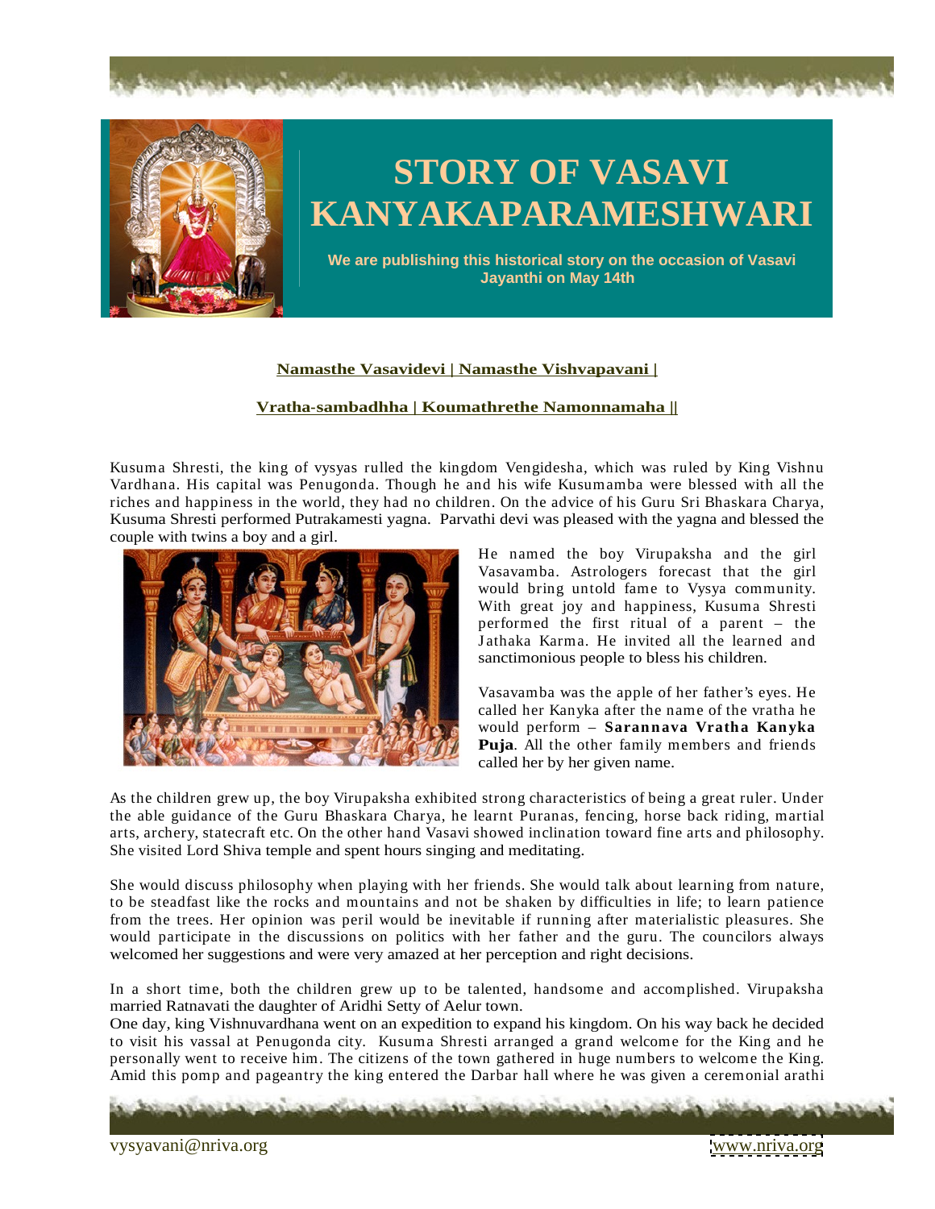# STORY OF VASAVI KANYAKAPARAMESHWARI

**We are publishing this historical story on the occasion of Vasavi Jayanthi on May 14th**

**Namasthe Vasavidevi | Namasthe Vishvapavani |**

**Vratha-sambadhha | Koumathrethe Namonnamaha ||**

Kusuma Shresti, the king of vysyas rulled the kingdom Vengidesha, which was ruled by King Vishnu Vardhana. His capital was Penugonda. Though he and his wife Kusumamba were blessed with all the riches and happiness in the world, they had no children. On the advice of his Guru Sri Bhaskara Charya, Kusuma Shresti performed Putrakamesti yagna. Parvathi devi was pleased with the yagna and blessed the couple with twins a boy and a girl.

He named the boy Virupaksha and the girl Vasavamba. Astrologers forecast that the girl would bring untold fame to Vysya community. With great joy and happiness, Kusuma Shresti performed the first ritual of a parent – the Jathaka Karma. He invited all the learned and sanctimonious people to bless his children.

Vasavamba was the apple of her father's eyes. He called her Kanyka after the name of the vratha he would perform – **Sarannava Vratha Kanyka Puja**. All the other family members and friends called her by her given name.

As the children grew up, the boy Virupaksha exhibited strong characteristics of being a great ruler. Under the able guidance of the Guru Bhaskara Charya, he learnt Puranas, fencing, horse back riding, martial arts, archery, statecraft etc. On the other hand Vasavi showed inclination toward fine arts and philosophy. She visited Lord Shiva temple and spent hours singing and meditating.

She would discuss philosophy when playing with her friends. She would talk about learning from nature, to be steadfast like the rocks and mountains and not be shaken by difficulties in life; to learn patience from the trees. Her opinion was peril would be inevitable if running after materialistic pleasures. She would participate in the discussions on politics with her father and the guru. The councilors always welcomed her suggestions and were very amazed at her perception and right decisions.

In a short time, both the children grew up to be talented, handsome and accomplished. Virupaksha married Ratnavati the daughter of Aridhi Setty of Aelur town.

One day, king Vishnuvardhana went on an expedition to expand his kingdom. On his way back he decided to visit his vassal at Penugonda city. Kusuma Shresti arranged a grand welcome for the King and he personally went to receive him. The citizens of the town gathered in huge numbers to welcome the King. Amid this pomp and pageantry the king entered the Darbar hall where he was given a ceremonial arathi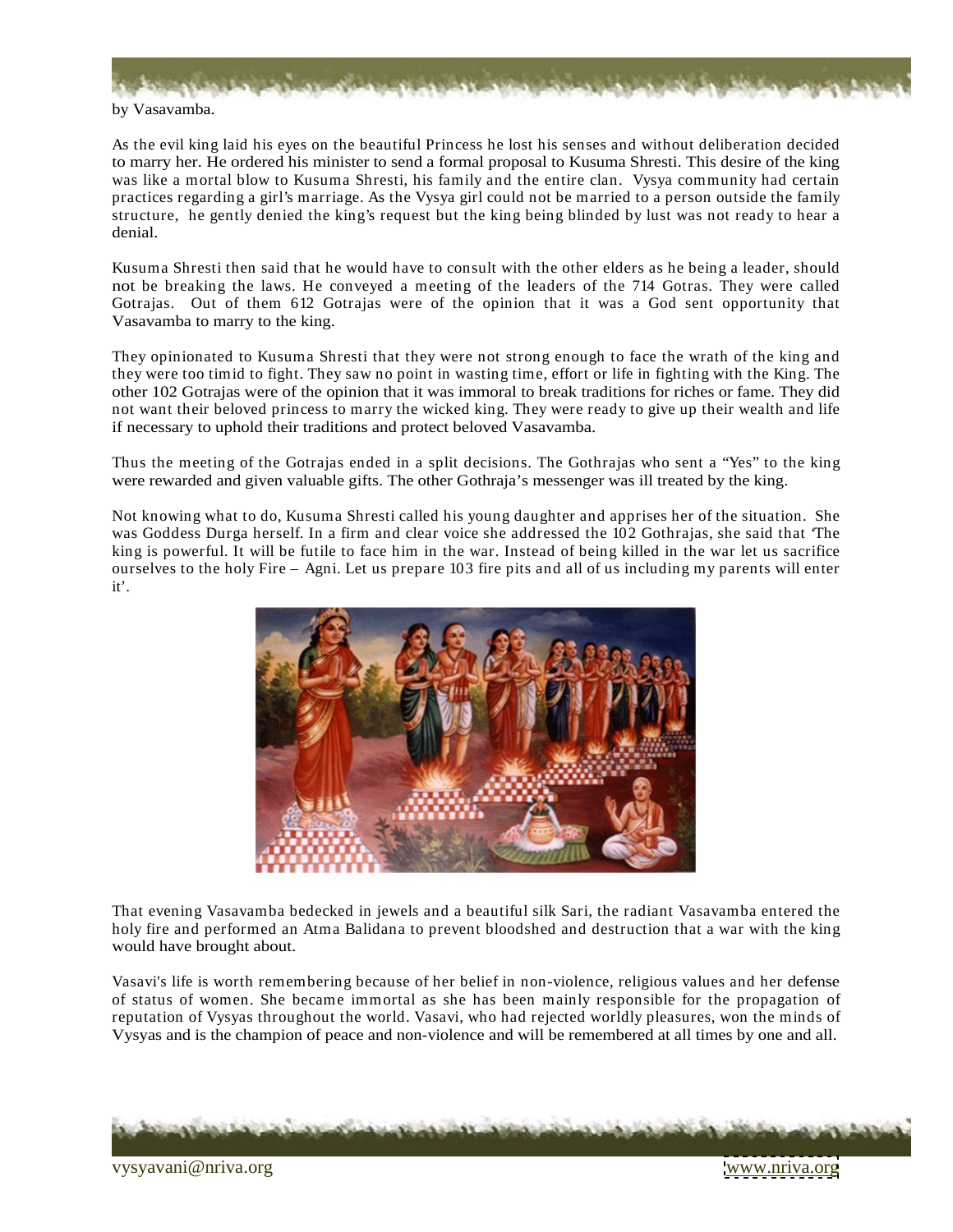by Vasavamba.

As the evil king laid his eyes on the beautiful Princess he lost his senses and without deliberation decided to marry her. He ordered his minister to send a formal proposal to Kusuma Shresti. This desire of the king was like a mortal blow to Kusuma Shresti, his family and the entire clan. Vysya community had certain practices regarding a girl's marriage. As the Vysya girl could not be married to a person outside the family structure, he gently denied the king's request but the king being blinded by lust was not ready to hear a denial.

Kusuma Shresti then said that he would have to consult with the other elders as he being a leader, should not be breaking the laws. He conveyed a meeting of the leaders of the 714 Gotras. They were called Gotrajas. Out of them 612 Gotrajas were of the opinion that it was a God sent opportunity that Vasavamba to marry to the king.

They opinionated to Kusuma Shresti that they were not strong enough to face the wrath of the king and they were too timid to fight. They saw no point in wasting time, effort or life in fighting with the King. The other 102 Gotrajas were of the opinion that it was immoral to break traditions for riches or fame. They did not want their beloved princess to marry the wicked king. They were ready to give up their wealth and life if necessary to uphold their traditions and protect beloved Vasavamba.

Thus the meeting of the Gotrajas ended in a split decisions. The Gothrajas who sent a "Yes" to the king were rewarded and given valuable gifts. The other Gothraja's messenger was ill treated by the king.

Not knowing what to do, Kusuma Shresti called his young daughter and apprises her of the situation. She was Goddess Durga herself. In a firm and clear voice she addressed the 102 Gothrajas, she said that 'The king is powerful. It will be futile to face him in the war. Instead of being killed in the war let us sacrifice ourselves to the holy Fire – Agni. Let us prepare 103 fire pits and all of us including my parents will enter it'.

That evening Vasavamba bedecked in jewels and a beautiful silk Sari, the radiant Vasavamba entered the holy fire and performed an Atma Balidana to prevent bloodshed and destruction that a war with the king would have brought about.

Vasavi's life is worth remembering because of her belief in non-violence, religious values and her defense of status of women. She became immortal as she has been mainly responsible for the propagation of reputation of Vysyas throughout the world. Vasavi, who had rejected worldly pleasures, won the minds of Vysyas and is the champion of peace and non-violence and will be remembered at all times by one and all.

vysyavani@nriva.org www.nriva.org